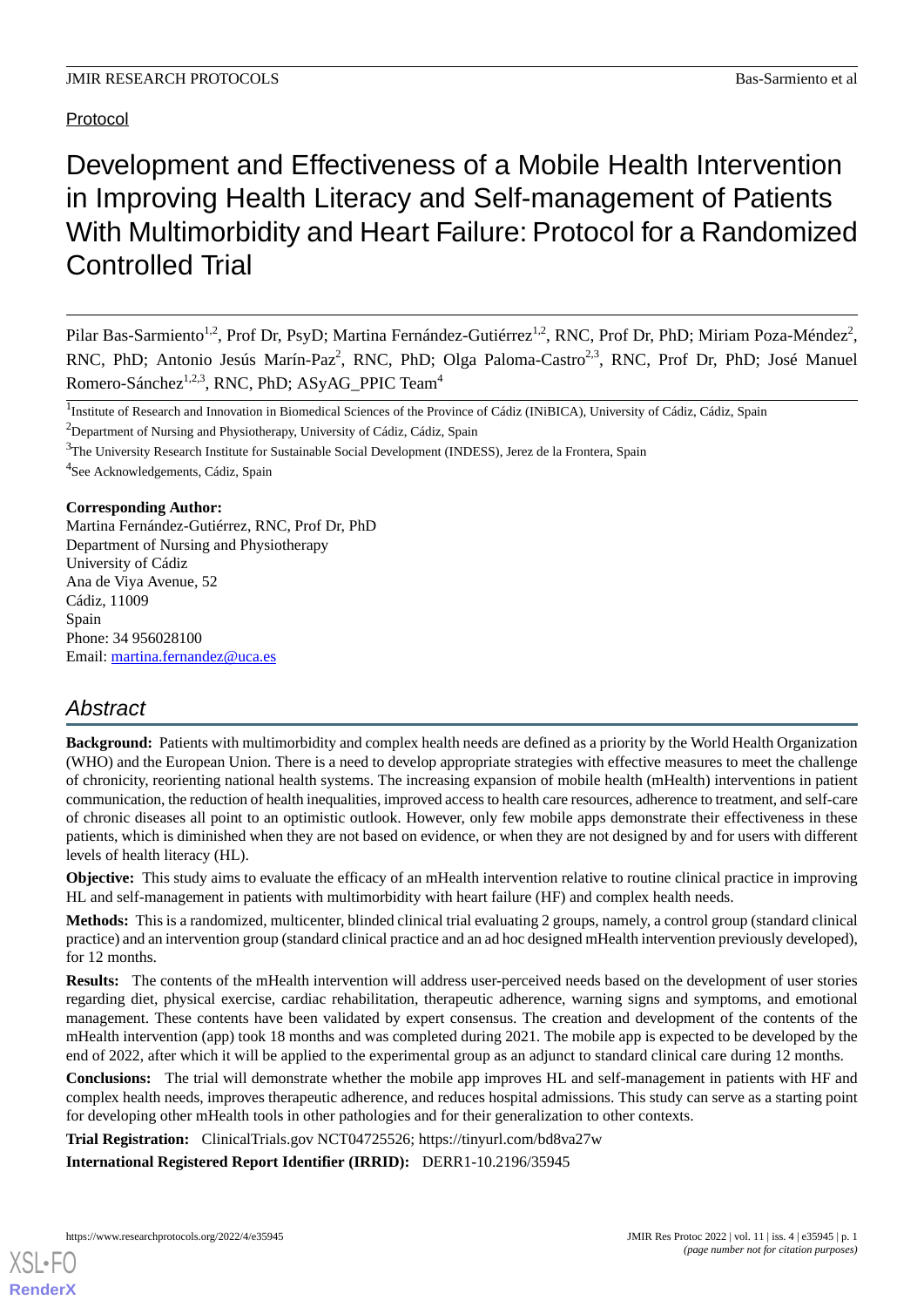Protocol

# Development and Effectiveness of a Mobile Health Intervention in Improving Health Literacy and Self-management of Patients With Multimorbidity and Heart Failure: Protocol for a Randomized Controlled Trial

Pilar Bas-Sarmiento[1,2], Prof Dr, PsyD; Martina Fernández-Gutiérrez[1,2], RNC, Prof Dr, PhD; Miriam Poza-Méndez[2], RNC, PhD; Antonio Jesús Marín-Paz[2], RNC, PhD; Olga Paloma-Castro[2,3], RNC, Prof Dr, PhD; José Manuel Romero-Sánchez[1,2,3], RNC, PhD; ASyAG_PPIC Team[4]

[1]Institute of Research and Innovation in Biomedical Sciences of the Province of Cádiz (INiBICA), University of Cádiz, Cádiz, Spain

[2]Department of Nursing and Physiotherapy, University of Cádiz, Cádiz, Spain

[3]The University Research Institute for Sustainable Social Development (INDESS), Jerez de la Frontera, Spain

[4]See Acknowledgements, Cádiz, Spain

**Corresponding Author:**
Martina Fernández-Gutiérrez, RNC, Prof Dr, PhD
Department of Nursing and Physiotherapy
University of Cádiz
Ana de Viya Avenue, 52
Cádiz, 11009
Spain
Phone: 34 956028100
Email: martina.fernandez@uca.es

## Abstract

**Background:** Patients with multimorbidity and complex health needs are defined as a priority by the World Health Organization (WHO) and the European Union. There is a need to develop appropriate strategies with effective measures to meet the challenge of chronicity, reorienting national health systems. The increasing expansion of mobile health (mHealth) interventions in patient communication, the reduction of health inequalities, improved access to health care resources, adherence to treatment, and self-care of chronic diseases all point to an optimistic outlook. However, only few mobile apps demonstrate their effectiveness in these patients, which is diminished when they are not based on evidence, or when they are not designed by and for users with different levels of health literacy (HL).

**Objective:** This study aims to evaluate the efficacy of an mHealth intervention relative to routine clinical practice in improving HL and self-management in patients with multimorbidity with heart failure (HF) and complex health needs.

**Methods:** This is a randomized, multicenter, blinded clinical trial evaluating 2 groups, namely, a control group (standard clinical practice) and an intervention group (standard clinical practice and an ad hoc designed mHealth intervention previously developed), for 12 months.

**Results:** The contents of the mHealth intervention will address user-perceived needs based on the development of user stories regarding diet, physical exercise, cardiac rehabilitation, therapeutic adherence, warning signs and symptoms, and emotional management. These contents have been validated by expert consensus. The creation and development of the contents of the mHealth intervention (app) took 18 months and was completed during 2021. The mobile app is expected to be developed by the end of 2022, after which it will be applied to the experimental group as an adjunct to standard clinical care during 12 months.

**Conclusions:** The trial will demonstrate whether the mobile app improves HL and self-management in patients with HF and complex health needs, improves therapeutic adherence, and reduces hospital admissions. This study can serve as a starting point for developing other mHealth tools in other pathologies and for their generalization to other contexts.

**Trial Registration:** ClinicalTrials.gov NCT04725526; https://tinyurl.com/bd8va27w

**International Registered Report Identifier (IRRID):** DERR1-10.2196/35945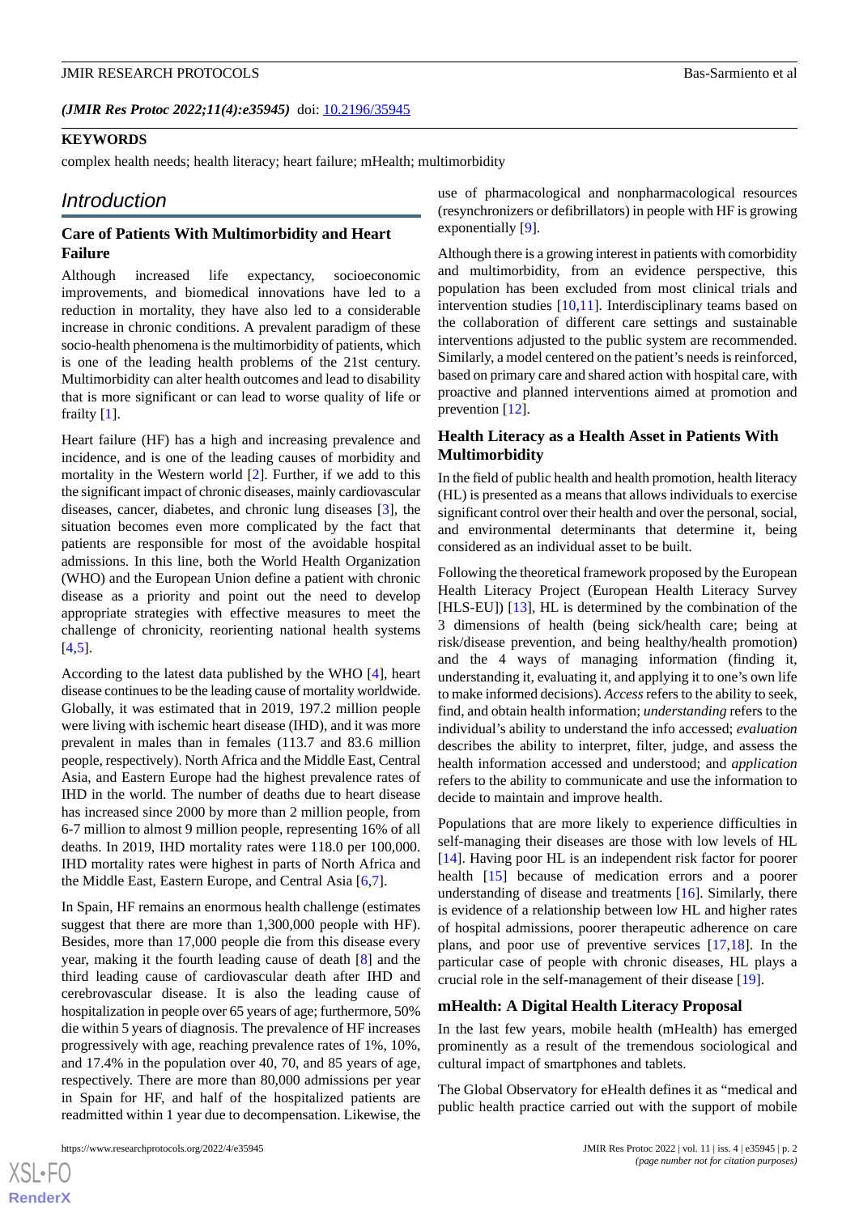(*JMIR Res Protoc 2022;11(4):e35945*) doi: 10.2196/35945

**KEYWORDS**

complex health needs; health literacy; heart failure; mHealth; multimorbidity

## Introduction

### Care of Patients With Multimorbidity and Heart Failure

Although increased life expectancy, socioeconomic improvements, and biomedical innovations have led to a reduction in mortality, they have also led to a considerable increase in chronic conditions. A prevalent paradigm of these socio-health phenomena is the multimorbidity of patients, which is one of the leading health problems of the 21st century. Multimorbidity can alter health outcomes and lead to disability that is more significant or can lead to worse quality of life or frailty [1].

Heart failure (HF) has a high and increasing prevalence and incidence, and is one of the leading causes of morbidity and mortality in the Western world [2]. Further, if we add to this the significant impact of chronic diseases, mainly cardiovascular diseases, cancer, diabetes, and chronic lung diseases [3], the situation becomes even more complicated by the fact that patients are responsible for most of the avoidable hospital admissions. In this line, both the World Health Organization (WHO) and the European Union define a patient with chronic disease as a priority and point out the need to develop appropriate strategies with effective measures to meet the challenge of chronicity, reorienting national health systems [4,5].

According to the latest data published by the WHO [4], heart disease continues to be the leading cause of mortality worldwide. Globally, it was estimated that in 2019, 197.2 million people were living with ischemic heart disease (IHD), and it was more prevalent in males than in females (113.7 and 83.6 million people, respectively). North Africa and the Middle East, Central Asia, and Eastern Europe had the highest prevalence rates of IHD in the world. The number of deaths due to heart disease has increased since 2000 by more than 2 million people, from 6-7 million to almost 9 million people, representing 16% of all deaths. In 2019, IHD mortality rates were 118.0 per 100,000. IHD mortality rates were highest in parts of North Africa and the Middle East, Eastern Europe, and Central Asia [6,7].

In Spain, HF remains an enormous health challenge (estimates suggest that there are more than 1,300,000 people with HF). Besides, more than 17,000 people die from this disease every year, making it the fourth leading cause of death [8] and the third leading cause of cardiovascular death after IHD and cerebrovascular disease. It is also the leading cause of hospitalization in people over 65 years of age; furthermore, 50% die within 5 years of diagnosis. The prevalence of HF increases progressively with age, reaching prevalence rates of 1%, 10%, and 17.4% in the population over 40, 70, and 85 years of age, respectively. There are more than 80,000 admissions per year in Spain for HF, and half of the hospitalized patients are readmitted within 1 year due to decompensation. Likewise, the use of pharmacological and nonpharmacological resources (resynchronizers or defibrillators) in people with HF is growing exponentially [9].

Although there is a growing interest in patients with comorbidity and multimorbidity, from an evidence perspective, this population has been excluded from most clinical trials and intervention studies [10,11]. Interdisciplinary teams based on the collaboration of different care settings and sustainable interventions adjusted to the public system are recommended. Similarly, a model centered on the patient's needs is reinforced, based on primary care and shared action with hospital care, with proactive and planned interventions aimed at promotion and prevention [12].

### Health Literacy as a Health Asset in Patients With Multimorbidity

In the field of public health and health promotion, health literacy (HL) is presented as a means that allows individuals to exercise significant control over their health and over the personal, social, and environmental determinants that determine it, being considered as an individual asset to be built.

Following the theoretical framework proposed by the European Health Literacy Project (European Health Literacy Survey [HLS-EU]) [13], HL is determined by the combination of the 3 dimensions of health (being sick/health care; being at risk/disease prevention, and being healthy/health promotion) and the 4 ways of managing information (finding it, understanding it, evaluating it, and applying it to one's own life to make informed decisions). *Access* refers to the ability to seek, find, and obtain health information; *understanding* refers to the individual's ability to understand the info accessed; *evaluation* describes the ability to interpret, filter, judge, and assess the health information accessed and understood; and *application* refers to the ability to communicate and use the information to decide to maintain and improve health.

Populations that are more likely to experience difficulties in self-managing their diseases are those with low levels of HL [14]. Having poor HL is an independent risk factor for poorer health [15] because of medication errors and a poorer understanding of disease and treatments [16]. Similarly, there is evidence of a relationship between low HL and higher rates of hospital admissions, poorer therapeutic adherence on care plans, and poor use of preventive services [17,18]. In the particular case of people with chronic diseases, HL plays a crucial role in the self-management of their disease [19].

### mHealth: A Digital Health Literacy Proposal

In the last few years, mobile health (mHealth) has emerged prominently as a result of the tremendous sociological and cultural impact of smartphones and tablets.

The Global Observatory for eHealth defines it as "medical and public health practice carried out with the support of mobile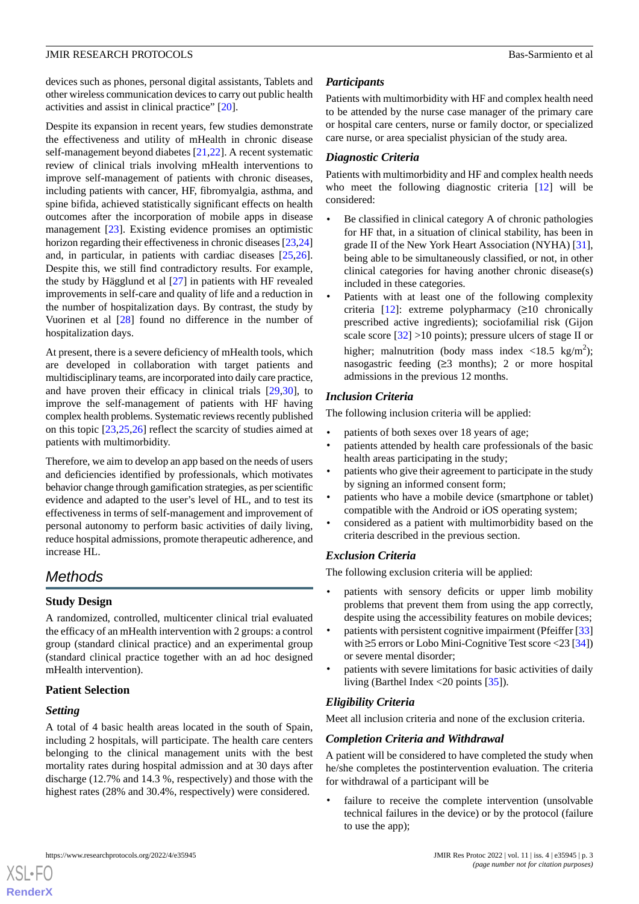devices such as phones, personal digital assistants, Tablets and other wireless communication devices to carry out public health activities and assist in clinical practice" [20].

Despite its expansion in recent years, few studies demonstrate the effectiveness and utility of mHealth in chronic disease self-management beyond diabetes [21,22]. A recent systematic review of clinical trials involving mHealth interventions to improve self-management of patients with chronic diseases, including patients with cancer, HF, fibromyalgia, asthma, and spine bifida, achieved statistically significant effects on health outcomes after the incorporation of mobile apps in disease management [23]. Existing evidence promises an optimistic horizon regarding their effectiveness in chronic diseases [23,24] and, in particular, in patients with cardiac diseases [25,26]. Despite this, we still find contradictory results. For example, the study by Hägglund et al [27] in patients with HF revealed improvements in self-care and quality of life and a reduction in the number of hospitalization days. By contrast, the study by Vuorinen et al [28] found no difference in the number of hospitalization days.

At present, there is a severe deficiency of mHealth tools, which are developed in collaboration with target patients and multidisciplinary teams, are incorporated into daily care practice, and have proven their efficacy in clinical trials [29,30], to improve the self-management of patients with HF having complex health problems. Systematic reviews recently published on this topic [23,25,26] reflect the scarcity of studies aimed at patients with multimorbidity.

Therefore, we aim to develop an app based on the needs of users and deficiencies identified by professionals, which motivates behavior change through gamification strategies, as per scientific evidence and adapted to the user's level of HL, and to test its effectiveness in terms of self-management and improvement of personal autonomy to perform basic activities of daily living, reduce hospital admissions, promote therapeutic adherence, and increase HL.

## Methods

### Study Design

A randomized, controlled, multicenter clinical trial evaluated the efficacy of an mHealth intervention with 2 groups: a control group (standard clinical practice) and an experimental group (standard clinical practice together with an ad hoc designed mHealth intervention).

### Patient Selection

#### *Setting*

A total of 4 basic health areas located in the south of Spain, including 2 hospitals, will participate. The health care centers belonging to the clinical management units with the best mortality rates during hospital admission and at 30 days after discharge (12.7% and 14.3 %, respectively) and those with the highest rates (28% and 30.4%, respectively) were considered.

#### *Participants*

Patients with multimorbidity with HF and complex health need to be attended by the nurse case manager of the primary care or hospital care centers, nurse or family doctor, or specialized care nurse, or area specialist physician of the study area.

#### *Diagnostic Criteria*

Patients with multimorbidity and HF and complex health needs who meet the following diagnostic criteria [12] will be considered:

- Be classified in clinical category A of chronic pathologies for HF that, in a situation of clinical stability, has been in grade II of the New York Heart Association (NYHA) [31], being able to be simultaneously classified, or not, in other clinical categories for having another chronic disease(s) included in these categories.
- Patients with at least one of the following complexity criteria [12]: extreme polypharmacy (≥10 chronically prescribed active ingredients); sociofamilial risk (Gijon scale score [32] >10 points); pressure ulcers of stage II or higher; malnutrition (body mass index <18.5 kg/m$^2$); nasogastric feeding (≥3 months); 2 or more hospital admissions in the previous 12 months.

#### *Inclusion Criteria*

The following inclusion criteria will be applied:

- patients of both sexes over 18 years of age;
- patients attended by health care professionals of the basic health areas participating in the study;
- patients who give their agreement to participate in the study by signing an informed consent form;
- patients who have a mobile device (smartphone or tablet) compatible with the Android or iOS operating system;
- considered as a patient with multimorbidity based on the criteria described in the previous section.

#### *Exclusion Criteria*

The following exclusion criteria will be applied:

- patients with sensory deficits or upper limb mobility problems that prevent them from using the app correctly, despite using the accessibility features on mobile devices;
- patients with persistent cognitive impairment (Pfeiffer [33] with ≥5 errors or Lobo Mini-Cognitive Test score <23 [34]) or severe mental disorder;
- patients with severe limitations for basic activities of daily living (Barthel Index <20 points [35]).

#### *Eligibility Criteria*

Meet all inclusion criteria and none of the exclusion criteria.

#### *Completion Criteria and Withdrawal*

A patient will be considered to have completed the study when he/she completes the postintervention evaluation. The criteria for withdrawal of a participant will be

- failure to receive the complete intervention (unsolvable technical failures in the device) or by the protocol (failure to use the app);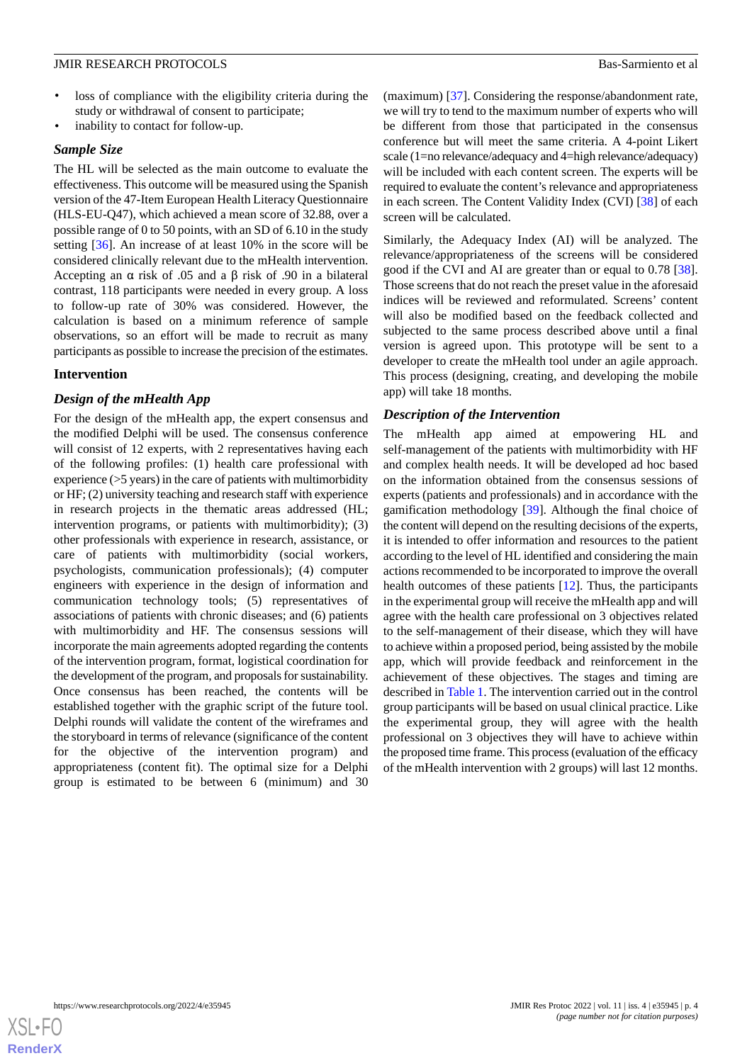- loss of compliance with the eligibility criteria during the study or withdrawal of consent to participate;
- inability to contact for follow-up.

### *Sample Size*

The HL will be selected as the main outcome to evaluate the effectiveness. This outcome will be measured using the Spanish version of the 47-Item European Health Literacy Questionnaire (HLS-EU-Q47), which achieved a mean score of 32.88, over a possible range of 0 to 50 points, with an SD of 6.10 in the study setting [36]. An increase of at least 10% in the score will be considered clinically relevant due to the mHealth intervention. Accepting an α risk of .05 and a β risk of .90 in a bilateral contrast, 118 participants were needed in every group. A loss to follow-up rate of 30% was considered. However, the calculation is based on a minimum reference of sample observations, so an effort will be made to recruit as many participants as possible to increase the precision of the estimates.

## Intervention

### *Design of the mHealth App*

For the design of the mHealth app, the expert consensus and the modified Delphi will be used. The consensus conference will consist of 12 experts, with 2 representatives having each of the following profiles: (1) health care professional with experience (>5 years) in the care of patients with multimorbidity or HF; (2) university teaching and research staff with experience in research projects in the thematic areas addressed (HL; intervention programs, or patients with multimorbidity); (3) other professionals with experience in research, assistance, or care of patients with multimorbidity (social workers, psychologists, communication professionals); (4) computer engineers with experience in the design of information and communication technology tools; (5) representatives of associations of patients with chronic diseases; and (6) patients with multimorbidity and HF. The consensus sessions will incorporate the main agreements adopted regarding the contents of the intervention program, format, logistical coordination for the development of the program, and proposals for sustainability. Once consensus has been reached, the contents will be established together with the graphic script of the future tool. Delphi rounds will validate the content of the wireframes and the storyboard in terms of relevance (significance of the content for the objective of the intervention program) and appropriateness (content fit). The optimal size for a Delphi group is estimated to be between 6 (minimum) and 30 (maximum) [37]. Considering the response/abandonment rate, we will try to tend to the maximum number of experts who will be different from those that participated in the consensus conference but will meet the same criteria. A 4-point Likert scale (1=no relevance/adequacy and 4=high relevance/adequacy) will be included with each content screen. The experts will be required to evaluate the content's relevance and appropriateness in each screen. The Content Validity Index (CVI) [38] of each screen will be calculated.

Similarly, the Adequacy Index (AI) will be analyzed. The relevance/appropriateness of the screens will be considered good if the CVI and AI are greater than or equal to 0.78 [38]. Those screens that do not reach the preset value in the aforesaid indices will be reviewed and reformulated. Screens' content will also be modified based on the feedback collected and subjected to the same process described above until a final version is agreed upon. This prototype will be sent to a developer to create the mHealth tool under an agile approach. This process (designing, creating, and developing the mobile app) will take 18 months.

### *Description of the Intervention*

The mHealth app aimed at empowering HL and self-management of the patients with multimorbidity with HF and complex health needs. It will be developed ad hoc based on the information obtained from the consensus sessions of experts (patients and professionals) and in accordance with the gamification methodology [39]. Although the final choice of the content will depend on the resulting decisions of the experts, it is intended to offer information and resources to the patient according to the level of HL identified and considering the main actions recommended to be incorporated to improve the overall health outcomes of these patients [12]. Thus, the participants in the experimental group will receive the mHealth app and will agree with the health care professional on 3 objectives related to the self-management of their disease, which they will have to achieve within a proposed period, being assisted by the mobile app, which will provide feedback and reinforcement in the achievement of these objectives. The stages and timing are described in Table 1. The intervention carried out in the control group participants will be based on usual clinical practice. Like the experimental group, they will agree with the health professional on 3 objectives they will have to achieve within the proposed time frame. This process (evaluation of the efficacy of the mHealth intervention with 2 groups) will last 12 months.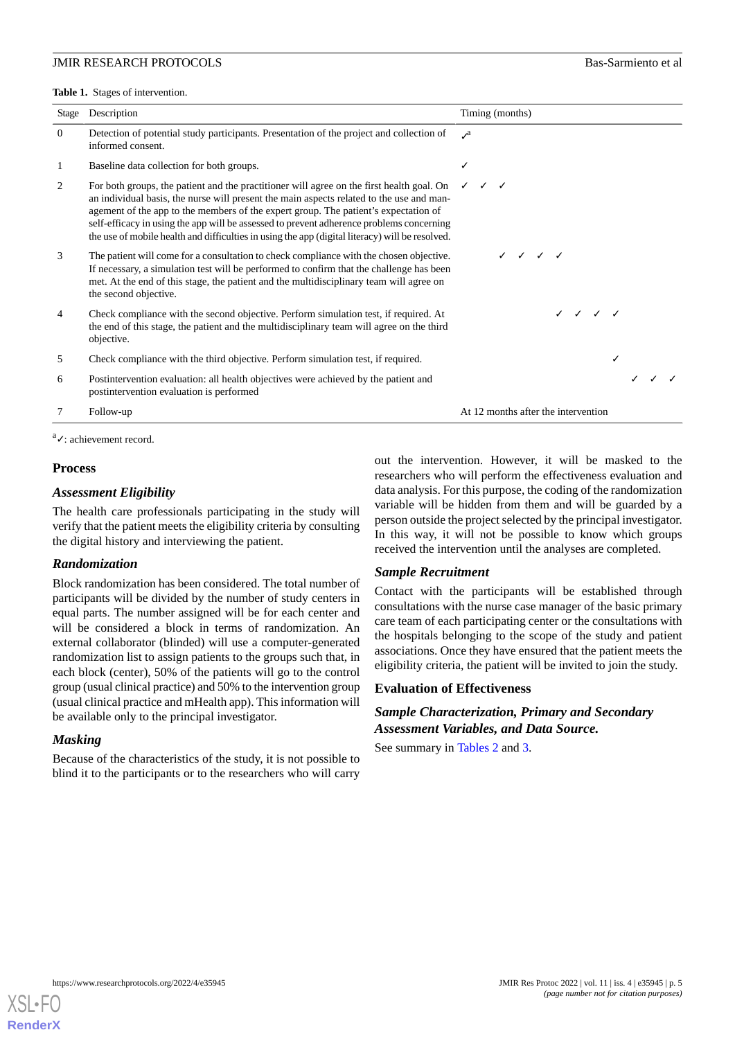**Table 1.** Stages of intervention.

| Stage | Description | Timing (months) | | | | | | | | | | | |
|---|---|---|---|---|---|---|---|---|---|---|---|---|---|
| 0 | Detection of potential study participants. Presentation of the project and collection of informed consent. | ✓[a] | | | | | | | | | | | |
| 1 | Baseline data collection for both groups. | ✓ | | | | | | | | | | | |
| 2 | For both groups, the patient and the practitioner will agree on the first health goal. On an individual basis, the nurse will present the main aspects related to the use and management of the app to the members of the expert group. The patient's expectation of self-efficacy in using the app will be assessed to prevent adherence problems concerning the use of mobile health and difficulties in using the app (digital literacy) will be resolved. | ✓ | ✓ | ✓ | | | | | | | | | |
| 3 | The patient will come for a consultation to check compliance with the chosen objective. If necessary, a simulation test will be performed to confirm that the challenge has been met. At the end of this stage, the patient and the multidisciplinary team will agree on the second objective. | | | ✓ | ✓ | ✓ | ✓ | | | | | | |
| 4 | Check compliance with the second objective. Perform simulation test, if required. At the end of this stage, the patient and the multidisciplinary team will agree on the third objective. | | | | | | ✓ | ✓ | ✓ | ✓ | | | |
| 5 | Check compliance with the third objective. Perform simulation test, if required. | | | | | | | | | ✓ | | | |
| 6 | Postintervention evaluation: all health objectives were achieved by the patient and postintervention evaluation is performed | | | | | | | | | | ✓ | ✓ | ✓ |
| 7 | Follow-up | At 12 months after the intervention | | | | | | | | | | | |

[a]✓: achievement record.

## Process

### *Assessment Eligibility*

The health care professionals participating in the study will verify that the patient meets the eligibility criteria by consulting the digital history and interviewing the patient.

### *Randomization*

Block randomization has been considered. The total number of participants will be divided by the number of study centers in equal parts. The number assigned will be for each center and will be considered a block in terms of randomization. An external collaborator (blinded) will use a computer-generated randomization list to assign patients to the groups such that, in each block (center), 50% of the patients will go to the control group (usual clinical practice) and 50% to the intervention group (usual clinical practice and mHealth app). This information will be available only to the principal investigator.

### *Masking*

Because of the characteristics of the study, it is not possible to blind it to the participants or to the researchers who will carry out the intervention. However, it will be masked to the researchers who will perform the effectiveness evaluation and data analysis. For this purpose, the coding of the randomization variable will be hidden from them and will be guarded by a person outside the project selected by the principal investigator. In this way, it will not be possible to know which groups received the intervention until the analyses are completed.

### *Sample Recruitment*

Contact with the participants will be established through consultations with the nurse case manager of the basic primary care team of each participating center or the consultations with the hospitals belonging to the scope of the study and patient associations. Once they have ensured that the patient meets the eligibility criteria, the patient will be invited to join the study.

## Evaluation of Effectiveness

### *Sample Characterization, Primary and Secondary Assessment Variables, and Data Source.*

See summary in Tables 2 and 3.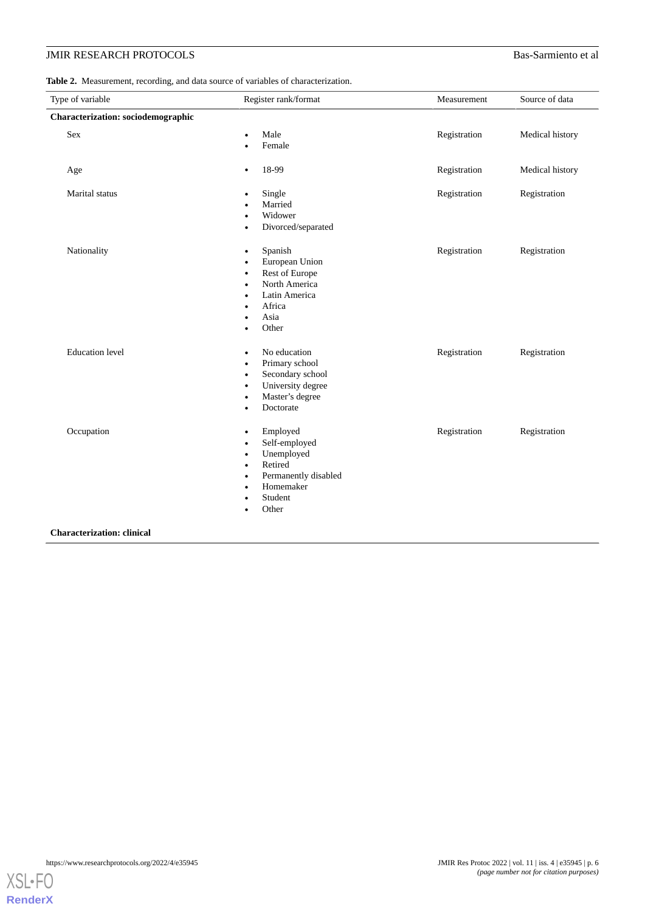**Table 2.** Measurement, recording, and data source of variables of characterization.

| Type of variable | Register rank/format | Measurement | Source of data |
|---|---|---|---|
| **Characterization: sociodemographic** | | | |
| Sex | • Male<br>• Female | Registration | Medical history |
| Age | • 18-99 | Registration | Medical history |
| Marital status | • Single<br>• Married<br>• Widower<br>• Divorced/separated | Registration | Registration |
| Nationality | • Spanish<br>• European Union<br>• Rest of Europe<br>• North America<br>• Latin America<br>• Africa<br>• Asia<br>• Other | Registration | Registration |
| Education level | • No education<br>• Primary school<br>• Secondary school<br>• University degree<br>• Master's degree<br>• Doctorate | Registration | Registration |
| Occupation | • Employed<br>• Self-employed<br>• Unemployed<br>• Retired<br>• Permanently disabled<br>• Homemaker<br>• Student<br>• Other | Registration | Registration |
| **Characterization: clinical** | | | |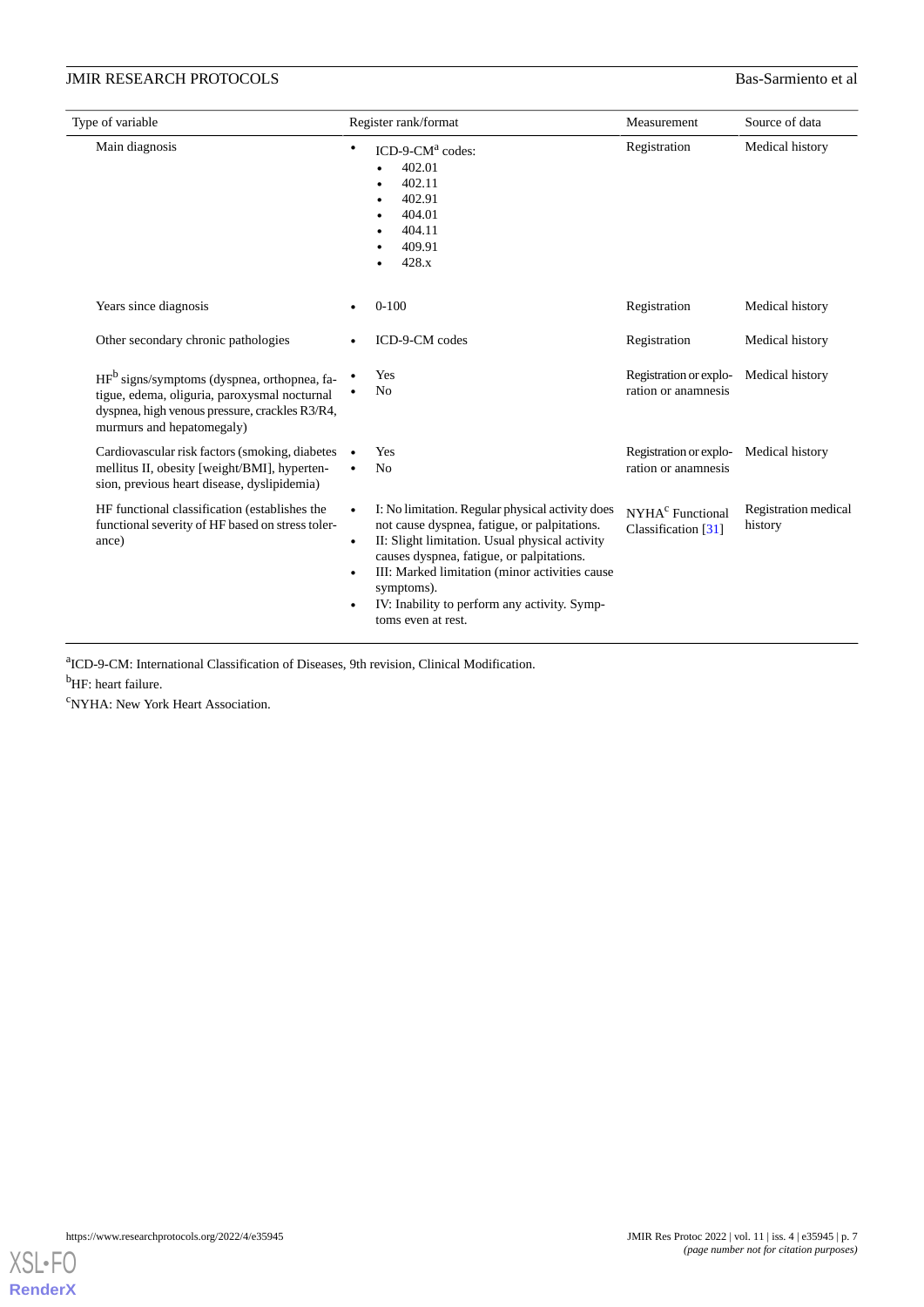| Type of variable | Register rank/format | Measurement | Source of data |
|---|---|---|---|
| Main diagnosis | • ICD-9-CM[a] codes: • 402.01 • 402.11 • 402.91 • 404.01 • 404.11 • 409.91 • 428.x | Registration | Medical history |
| Years since diagnosis | • 0-100 | Registration | Medical history |
| Other secondary chronic pathologies | • ICD-9-CM codes | Registration | Medical history |
| HF[b] signs/symptoms (dyspnea, orthopnea, fatigue, edema, oliguria, paroxysmal nocturnal dyspnea, high venous pressure, crackles R3/R4, murmurs and hepatomegaly) | • Yes • No | Registration or exploration or anamnesis | Medical history |
| Cardiovascular risk factors (smoking, diabetes mellitus II, obesity [weight/BMI], hypertension, previous heart disease, dyslipidemia) | • Yes • No | Registration or exploration or anamnesis | Medical history |
| HF functional classification (establishes the functional severity of HF based on stress tolerance) | • I: No limitation. Regular physical activity does not cause dyspnea, fatigue, or palpitations. • II: Slight limitation. Usual physical activity causes dyspnea, fatigue, or palpitations. • III: Marked limitation (minor activities cause symptoms). • IV: Inability to perform any activity. Symptoms even at rest. | NYHA[c] Functional Classification [31] | Registration medical history |

[a]ICD-9-CM: International Classification of Diseases, 9th revision, Clinical Modification.

[b]HF: heart failure.

[c]NYHA: New York Heart Association.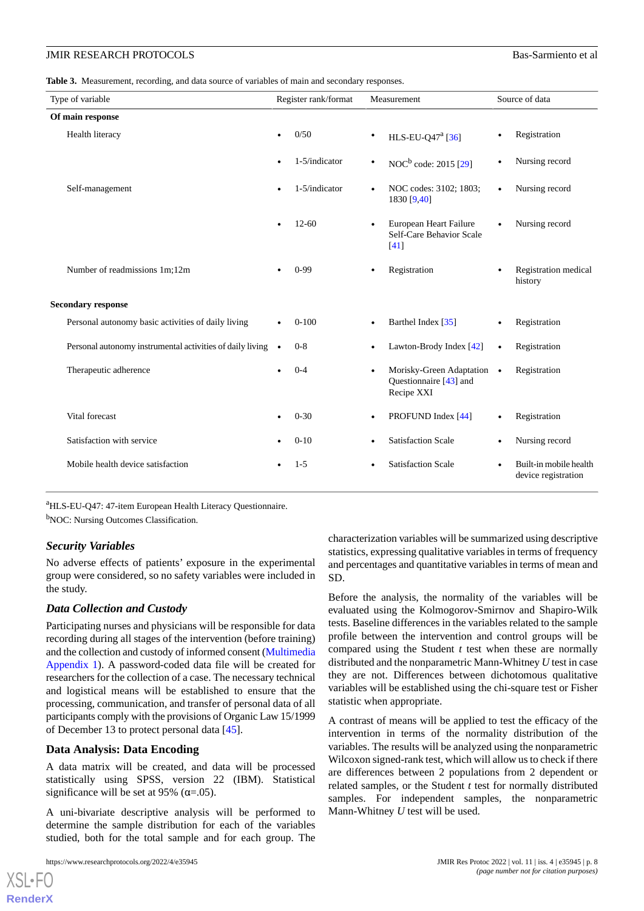**Table 3.** Measurement, recording, and data source of variables of main and secondary responses.

| Type of variable | Register rank/format | Measurement | Source of data |
|---|---|---|---|
| **Of main response** | | | |
| Health literacy | • 0/50 | • HLS-EU-Q47[a] [36] | • Registration |
| | • 1-5/indicator | • NOC[b] code: 2015 [29] | • Nursing record |
| Self-management | • 1-5/indicator | • NOC codes: 3102; 1803; 1830 [9,40] | • Nursing record |
| | • 12-60 | • European Heart Failure Self-Care Behavior Scale [41] | • Nursing record |
| Number of readmissions 1m;12m | • 0-99 | • Registration | • Registration medical history |
| **Secondary response** | | | |
| Personal autonomy basic activities of daily living | • 0-100 | • Barthel Index [35] | • Registration |
| Personal autonomy instrumental activities of daily living | • 0-8 | • Lawton-Brody Index [42] | • Registration |
| Therapeutic adherence | • 0-4 | • Morisky-Green Adaptation Questionnaire [43] and Recipe XXI | • Registration |
| Vital forecast | • 0-30 | • PROFUND Index [44] | • Registration |
| Satisfaction with service | • 0-10 | • Satisfaction Scale | • Nursing record |
| Mobile health device satisfaction | • 1-5 | • Satisfaction Scale | • Built-in mobile health device registration |

[a]HLS-EU-Q47: 47-item European Health Literacy Questionnaire.

[b]NOC: Nursing Outcomes Classification.

### *Security Variables*

No adverse effects of patients' exposure in the experimental group were considered, so no safety variables were included in the study.

### *Data Collection and Custody*

Participating nurses and physicians will be responsible for data recording during all stages of the intervention (before training) and the collection and custody of informed consent (Multimedia Appendix 1). A password-coded data file will be created for researchers for the collection of a case. The necessary technical and logistical means will be established to ensure that the processing, communication, and transfer of personal data of all participants comply with the provisions of Organic Law 15/1999 of December 13 to protect personal data [45].

## Data Analysis: Data Encoding

A data matrix will be created, and data will be processed statistically using SPSS, version 22 (IBM). Statistical significance will be set at 95% ($\alpha$=.05).

A uni-bivariate descriptive analysis will be performed to determine the sample distribution for each of the variables studied, both for the total sample and for each group. The characterization variables will be summarized using descriptive statistics, expressing qualitative variables in terms of frequency and percentages and quantitative variables in terms of mean and SD.

Before the analysis, the normality of the variables will be evaluated using the Kolmogorov-Smirnov and Shapiro-Wilk tests. Baseline differences in the variables related to the sample profile between the intervention and control groups will be compared using the Student *t* test when these are normally distributed and the nonparametric Mann-Whitney *U* test in case they are not. Differences between dichotomous qualitative variables will be established using the chi-square test or Fisher statistic when appropriate.

A contrast of means will be applied to test the efficacy of the intervention in terms of the normality distribution of the variables. The results will be analyzed using the nonparametric Wilcoxon signed-rank test, which will allow us to check if there are differences between 2 populations from 2 dependent or related samples, or the Student *t* test for normally distributed samples. For independent samples, the nonparametric Mann-Whitney *U* test will be used.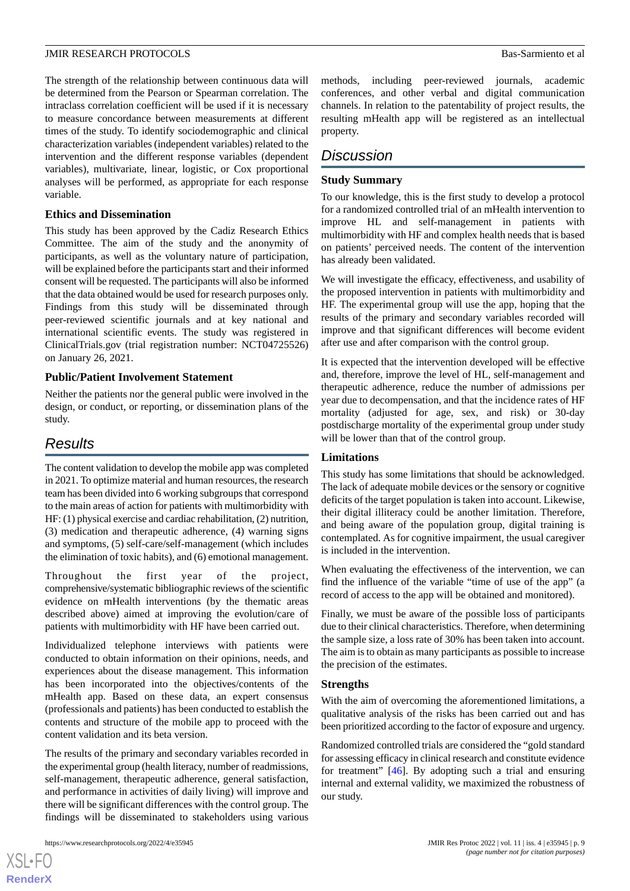The strength of the relationship between continuous data will be determined from the Pearson or Spearman correlation. The intraclass correlation coefficient will be used if it is necessary to measure concordance between measurements at different times of the study. To identify sociodemographic and clinical characterization variables (independent variables) related to the intervention and the different response variables (dependent variables), multivariate, linear, logistic, or Cox proportional analyses will be performed, as appropriate for each response variable.

### Ethics and Dissemination

This study has been approved by the Cadiz Research Ethics Committee. The aim of the study and the anonymity of participants, as well as the voluntary nature of participation, will be explained before the participants start and their informed consent will be requested. The participants will also be informed that the data obtained would be used for research purposes only. Findings from this study will be disseminated through peer-reviewed scientific journals and at key national and international scientific events. The study was registered in ClinicalTrials.gov (trial registration number: NCT04725526) on January 26, 2021.

### Public/Patient Involvement Statement

Neither the patients nor the general public were involved in the design, or conduct, or reporting, or dissemination plans of the study.

## Results

The content validation to develop the mobile app was completed in 2021. To optimize material and human resources, the research team has been divided into 6 working subgroups that correspond to the main areas of action for patients with multimorbidity with HF: (1) physical exercise and cardiac rehabilitation, (2) nutrition, (3) medication and therapeutic adherence, (4) warning signs and symptoms, (5) self-care/self-management (which includes the elimination of toxic habits), and (6) emotional management.

Throughout the first year of the project, comprehensive/systematic bibliographic reviews of the scientific evidence on mHealth interventions (by the thematic areas described above) aimed at improving the evolution/care of patients with multimorbidity with HF have been carried out.

Individualized telephone interviews with patients were conducted to obtain information on their opinions, needs, and experiences about the disease management. This information has been incorporated into the objectives/contents of the mHealth app. Based on these data, an expert consensus (professionals and patients) has been conducted to establish the contents and structure of the mobile app to proceed with the content validation and its beta version.

The results of the primary and secondary variables recorded in the experimental group (health literacy, number of readmissions, self-management, therapeutic adherence, general satisfaction, and performance in activities of daily living) will improve and there will be significant differences with the control group. The findings will be disseminated to stakeholders using various methods, including peer-reviewed journals, academic conferences, and other verbal and digital communication channels. In relation to the patentability of project results, the resulting mHealth app will be registered as an intellectual property.

## Discussion

### Study Summary

To our knowledge, this is the first study to develop a protocol for a randomized controlled trial of an mHealth intervention to improve HL and self-management in patients with multimorbidity with HF and complex health needs that is based on patients' perceived needs. The content of the intervention has already been validated.

We will investigate the efficacy, effectiveness, and usability of the proposed intervention in patients with multimorbidity and HF. The experimental group will use the app, hoping that the results of the primary and secondary variables recorded will improve and that significant differences will become evident after use and after comparison with the control group.

It is expected that the intervention developed will be effective and, therefore, improve the level of HL, self-management and therapeutic adherence, reduce the number of admissions per year due to decompensation, and that the incidence rates of HF mortality (adjusted for age, sex, and risk) or 30-day postdischarge mortality of the experimental group under study will be lower than that of the control group.

### Limitations

This study has some limitations that should be acknowledged. The lack of adequate mobile devices or the sensory or cognitive deficits of the target population is taken into account. Likewise, their digital illiteracy could be another limitation. Therefore, and being aware of the population group, digital training is contemplated. As for cognitive impairment, the usual caregiver is included in the intervention.

When evaluating the effectiveness of the intervention, we can find the influence of the variable "time of use of the app" (a record of access to the app will be obtained and monitored).

Finally, we must be aware of the possible loss of participants due to their clinical characteristics. Therefore, when determining the sample size, a loss rate of 30% has been taken into account. The aim is to obtain as many participants as possible to increase the precision of the estimates.

### Strengths

With the aim of overcoming the aforementioned limitations, a qualitative analysis of the risks has been carried out and has been prioritized according to the factor of exposure and urgency.

Randomized controlled trials are considered the "gold standard for assessing efficacy in clinical research and constitute evidence for treatment" [46]. By adopting such a trial and ensuring internal and external validity, we maximized the robustness of our study.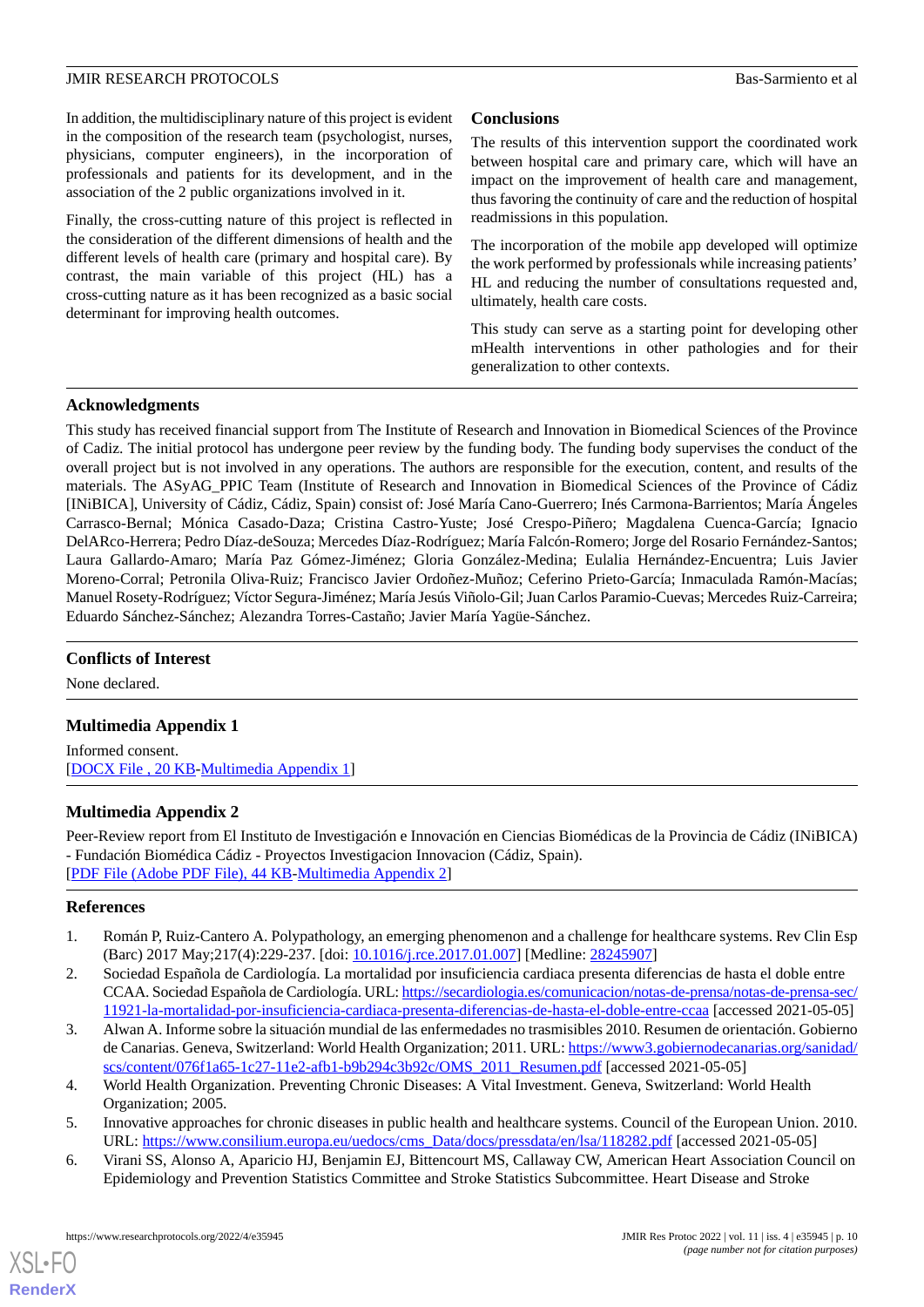In addition, the multidisciplinary nature of this project is evident in the composition of the research team (psychologist, nurses, physicians, computer engineers), in the incorporation of professionals and patients for its development, and in the association of the 2 public organizations involved in it.

Finally, the cross-cutting nature of this project is reflected in the consideration of the different dimensions of health and the different levels of health care (primary and hospital care). By contrast, the main variable of this project (HL) has a cross-cutting nature as it has been recognized as a basic social determinant for improving health outcomes.

## Conclusions

The results of this intervention support the coordinated work between hospital care and primary care, which will have an impact on the improvement of health care and management, thus favoring the continuity of care and the reduction of hospital readmissions in this population.

The incorporation of the mobile app developed will optimize the work performed by professionals while increasing patients' HL and reducing the number of consultations requested and, ultimately, health care costs.

This study can serve as a starting point for developing other mHealth interventions in other pathologies and for their generalization to other contexts.

## Acknowledgments

This study has received financial support from The Institute of Research and Innovation in Biomedical Sciences of the Province of Cadiz. The initial protocol has undergone peer review by the funding body. The funding body supervises the conduct of the overall project but is not involved in any operations. The authors are responsible for the execution, content, and results of the materials. The ASyAG_PPIC Team (Institute of Research and Innovation in Biomedical Sciences of the Province of Cádiz [INiBICA], University of Cádiz, Cádiz, Spain) consist of: José María Cano-Guerrero; Inés Carmona-Barrientos; María Ángeles Carrasco-Bernal; Mónica Casado-Daza; Cristina Castro-Yuste; José Crespo-Piñero; Magdalena Cuenca-García; Ignacio DelARco-Herrera; Pedro Díaz-deSouza; Mercedes Díaz-Rodríguez; María Falcón-Romero; Jorge del Rosario Fernández-Santos; Laura Gallardo-Amaro; María Paz Gómez-Jiménez; Gloria González-Medina; Eulalia Hernández-Encuentra; Luis Javier Moreno-Corral; Petronila Oliva-Ruiz; Francisco Javier Ordoñez-Muñoz; Ceferino Prieto-García; Inmaculada Ramón-Macías; Manuel Rosety-Rodríguez; Víctor Segura-Jiménez; María Jesús Viñolo-Gil; Juan Carlos Paramio-Cuevas; Mercedes Ruiz-Carreira; Eduardo Sánchez-Sánchez; Alezandra Torres-Castaño; Javier María Yagüe-Sánchez.

## Conflicts of Interest

None declared.

## Multimedia Appendix 1

Informed consent.
[DOCX File , 20 KB-Multimedia Appendix 1]

## Multimedia Appendix 2

Peer-Review report from El Instituto de Investigación e Innovación en Ciencias Biomédicas de la Provincia de Cádiz (INiBICA) - Fundación Biomédica Cádiz - Proyectos Investigacion Innovacion (Cádiz, Spain).
[PDF File (Adobe PDF File), 44 KB-Multimedia Appendix 2]

## References

1. Román P, Ruiz-Cantero A. Polypathology, an emerging phenomenon and a challenge for healthcare systems. Rev Clin Esp (Barc) 2017 May;217(4):229-237. [doi: 10.1016/j.rce.2017.01.007] [Medline: 28245907]
2. Sociedad Española de Cardiología. La mortalidad por insuficiencia cardiaca presenta diferencias de hasta el doble entre CCAA. Sociedad Española de Cardiología. URL: https://secardiologia.es/comunicacion/notas-de-prensa/notas-de-prensa-sec/11921-la-mortalidad-por-insuficiencia-cardiaca-presenta-diferencias-de-hasta-el-doble-entre-ccaa [accessed 2021-05-05]
3. Alwan A. Informe sobre la situación mundial de las enfermedades no trasmisibles 2010. Resumen de orientación. Gobierno de Canarias. Geneva, Switzerland: World Health Organization; 2011. URL: https://www3.gobiernodecanarias.org/sanidad/scs/content/076f1a65-1c27-11e2-afb1-b9b294c3b92c/OMS_2011_Resumen.pdf [accessed 2021-05-05]
4. World Health Organization. Preventing Chronic Diseases: A Vital Investment. Geneva, Switzerland: World Health Organization; 2005.
5. Innovative approaches for chronic diseases in public health and healthcare systems. Council of the European Union. 2010. URL: https://www.consilium.europa.eu/uedocs/cms_Data/docs/pressdata/en/lsa/118282.pdf [accessed 2021-05-05]
6. Virani SS, Alonso A, Aparicio HJ, Benjamin EJ, Bittencourt MS, Callaway CW, American Heart Association Council on Epidemiology and Prevention Statistics Committee and Stroke Statistics Subcommittee. Heart Disease and Stroke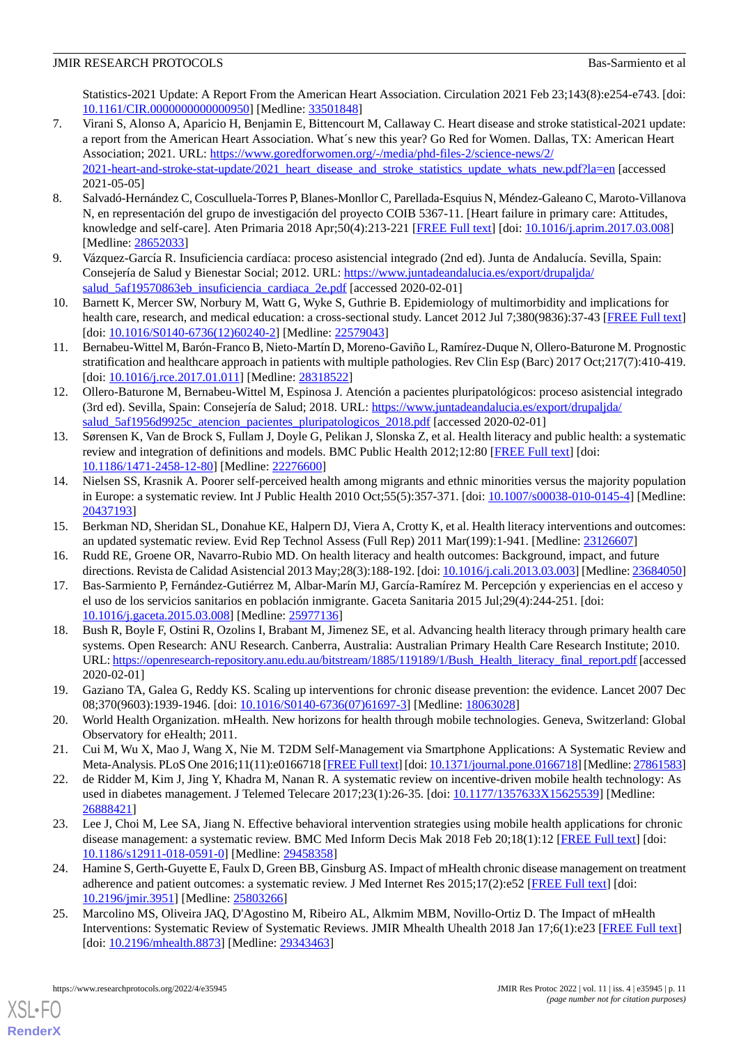Statistics-2021 Update: A Report From the American Heart Association. Circulation 2021 Feb 23;143(8):e254-e743. [doi: 10.1161/CIR.0000000000000950] [Medline: 33501848]

7. Virani S, Alonso A, Aparicio H, Benjamin E, Bittencourt M, Callaway C. Heart disease and stroke statistical-2021 update: a report from the American Heart Association. What´s new this year? Go Red for Women. Dallas, TX: American Heart Association; 2021. URL: https://www.goredforwomen.org/-/media/phd-files-2/science-news/2/2021-heart-and-stroke-stat-update/2021_heart_disease_and_stroke_statistics_update_whats_new.pdf?la=en [accessed 2021-05-05]
8. Salvadó-Hernández C, Cosculluela-Torres P, Blanes-Monllor C, Parellada-Esquius N, Méndez-Galeano C, Maroto-Villanova N, en representación del grupo de investigación del proyecto COIB 5367-11. [Heart failure in primary care: Attitudes, knowledge and self-care]. Aten Primaria 2018 Apr;50(4):213-221 [FREE Full text] [doi: 10.1016/j.aprim.2017.03.008] [Medline: 28652033]
9. Vázquez-García R. Insuficiencia cardíaca: proceso asistencial integrado (2nd ed). Junta de Andalucía. Sevilla, Spain: Consejería de Salud y Bienestar Social; 2012. URL: https://www.juntadeandalucia.es/export/drupaljda/salud_5af19570863eb_insuficiencia_cardiaca_2e.pdf [accessed 2020-02-01]
10. Barnett K, Mercer SW, Norbury M, Watt G, Wyke S, Guthrie B. Epidemiology of multimorbidity and implications for health care, research, and medical education: a cross-sectional study. Lancet 2012 Jul 7;380(9836):37-43 [FREE Full text] [doi: 10.1016/S0140-6736(12)60240-2] [Medline: 22579043]
11. Bernabeu-Wittel M, Barón-Franco B, Nieto-Martín D, Moreno-Gaviño L, Ramírez-Duque N, Ollero-Baturone M. Prognostic stratification and healthcare approach in patients with multiple pathologies. Rev Clin Esp (Barc) 2017 Oct;217(7):410-419. [doi: 10.1016/j.rce.2017.01.011] [Medline: 28318522]
12. Ollero-Baturone M, Bernabeu-Wittel M, Espinosa J. Atención a pacientes pluripatológicos: proceso asistencial integrado (3rd ed). Sevilla, Spain: Consejería de Salud; 2018. URL: https://www.juntadeandalucia.es/export/drupaljda/salud_5af1956d9925c_atencion_pacientes_pluripatologicos_2018.pdf [accessed 2020-02-01]
13. Sørensen K, Van de Brock S, Fullam J, Doyle G, Pelikan J, Slonska Z, et al. Health literacy and public health: a systematic review and integration of definitions and models. BMC Public Health 2012;12:80 [FREE Full text] [doi: 10.1186/1471-2458-12-80] [Medline: 22276600]
14. Nielsen SS, Krasnik A. Poorer self-perceived health among migrants and ethnic minorities versus the majority population in Europe: a systematic review. Int J Public Health 2010 Oct;55(5):357-371. [doi: 10.1007/s00038-010-0145-4] [Medline: 20437193]
15. Berkman ND, Sheridan SL, Donahue KE, Halpern DJ, Viera A, Crotty K, et al. Health literacy interventions and outcomes: an updated systematic review. Evid Rep Technol Assess (Full Rep) 2011 Mar(199):1-941. [Medline: 23126607]
16. Rudd RE, Groene OR, Navarro-Rubio MD. On health literacy and health outcomes: Background, impact, and future directions. Revista de Calidad Asistencial 2013 May;28(3):188-192. [doi: 10.1016/j.cali.2013.03.003] [Medline: 23684050]
17. Bas-Sarmiento P, Fernández-Gutiérrez M, Albar-Marín MJ, García-Ramírez M. Percepción y experiencias en el acceso y el uso de los servicios sanitarios en población inmigrante. Gaceta Sanitaria 2015 Jul;29(4):244-251. [doi: 10.1016/j.gaceta.2015.03.008] [Medline: 25977136]
18. Bush R, Boyle F, Ostini R, Ozolins I, Brabant M, Jimenez SE, et al. Advancing health literacy through primary health care systems. Open Research: ANU Research. Canberra, Australia: Australian Primary Health Care Research Institute; 2010. URL: https://openresearch-repository.anu.edu.au/bitstream/1885/119189/1/Bush_Health_literacy_final_report.pdf [accessed 2020-02-01]
19. Gaziano TA, Galea G, Reddy KS. Scaling up interventions for chronic disease prevention: the evidence. Lancet 2007 Dec 08;370(9603):1939-1946. [doi: 10.1016/S0140-6736(07)61697-3] [Medline: 18063028]
20. World Health Organization. mHealth. New horizons for health through mobile technologies. Geneva, Switzerland: Global Observatory for eHealth; 2011.
21. Cui M, Wu X, Mao J, Wang X, Nie M. T2DM Self-Management via Smartphone Applications: A Systematic Review and Meta-Analysis. PLoS One 2016;11(11):e0166718 [FREE Full text] [doi: 10.1371/journal.pone.0166718] [Medline: 27861583]
22. de Ridder M, Kim J, Jing Y, Khadra M, Nanan R. A systematic review on incentive-driven mobile health technology: As used in diabetes management. J Telemed Telecare 2017;23(1):26-35. [doi: 10.1177/1357633X15625539] [Medline: 26888421]
23. Lee J, Choi M, Lee SA, Jiang N. Effective behavioral intervention strategies using mobile health applications for chronic disease management: a systematic review. BMC Med Inform Decis Mak 2018 Feb 20;18(1):12 [FREE Full text] [doi: 10.1186/s12911-018-0591-0] [Medline: 29458358]
24. Hamine S, Gerth-Guyette E, Faulx D, Green BB, Ginsburg AS. Impact of mHealth chronic disease management on treatment adherence and patient outcomes: a systematic review. J Med Internet Res 2015;17(2):e52 [FREE Full text] [doi: 10.2196/jmir.3951] [Medline: 25803266]
25. Marcolino MS, Oliveira JAQ, D'Agostino M, Ribeiro AL, Alkmim MBM, Novillo-Ortiz D. The Impact of mHealth Interventions: Systematic Review of Systematic Reviews. JMIR Mhealth Uhealth 2018 Jan 17;6(1):e23 [FREE Full text] [doi: 10.2196/mhealth.8873] [Medline: 29343463]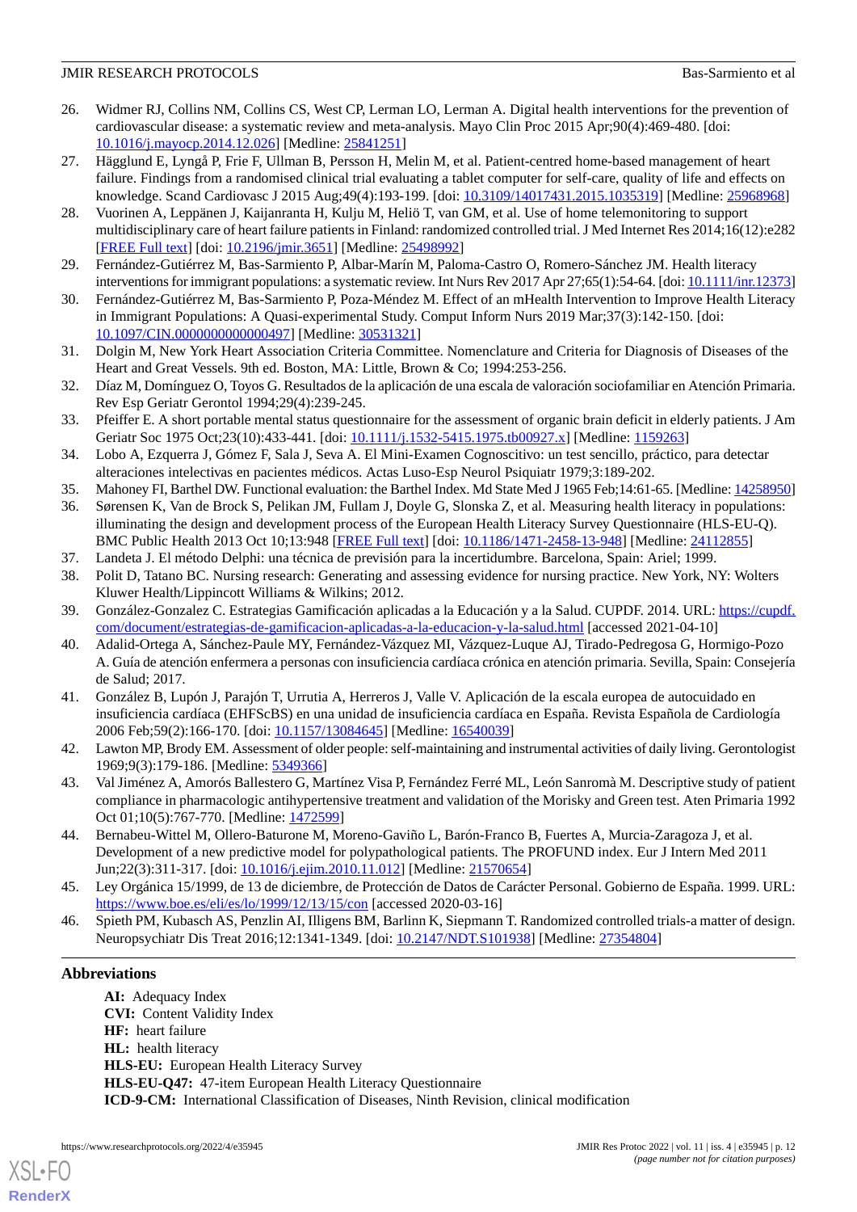26. Widmer RJ, Collins NM, Collins CS, West CP, Lerman LO, Lerman A. Digital health interventions for the prevention of cardiovascular disease: a systematic review and meta-analysis. Mayo Clin Proc 2015 Apr;90(4):469-480. [doi: 10.1016/j.mayocp.2014.12.026] [Medline: 25841251]
27. Hägglund E, Lyngå P, Frie F, Ullman B, Persson H, Melin M, et al. Patient-centred home-based management of heart failure. Findings from a randomised clinical trial evaluating a tablet computer for self-care, quality of life and effects on knowledge. Scand Cardiovasc J 2015 Aug;49(4):193-199. [doi: 10.3109/14017431.2015.1035319] [Medline: 25968968]
28. Vuorinen A, Leppänen J, Kaijanranta H, Kulju M, Heliö T, van GM, et al. Use of home telemonitoring to support multidisciplinary care of heart failure patients in Finland: randomized controlled trial. J Med Internet Res 2014;16(12):e282 [FREE Full text] [doi: 10.2196/jmir.3651] [Medline: 25498992]
29. Fernández-Gutiérrez M, Bas-Sarmiento P, Albar-Marín M, Paloma-Castro O, Romero-Sánchez JM. Health literacy interventions for immigrant populations: a systematic review. Int Nurs Rev 2017 Apr 27;65(1):54-64. [doi: 10.1111/inr.12373]
30. Fernández-Gutiérrez M, Bas-Sarmiento P, Poza-Méndez M. Effect of an mHealth Intervention to Improve Health Literacy in Immigrant Populations: A Quasi-experimental Study. Comput Inform Nurs 2019 Mar;37(3):142-150. [doi: 10.1097/CIN.0000000000000497] [Medline: 30531321]
31. Dolgin M, New York Heart Association Criteria Committee. Nomenclature and Criteria for Diagnosis of Diseases of the Heart and Great Vessels. 9th ed. Boston, MA: Little, Brown & Co; 1994:253-256.
32. Díaz M, Domínguez O, Toyos G. Resultados de la aplicación de una escala de valoración sociofamiliar en Atención Primaria. Rev Esp Geriatr Gerontol 1994;29(4):239-245.
33. Pfeiffer E. A short portable mental status questionnaire for the assessment of organic brain deficit in elderly patients. J Am Geriatr Soc 1975 Oct;23(10):433-441. [doi: 10.1111/j.1532-5415.1975.tb00927.x] [Medline: 1159263]
34. Lobo A, Ezquerra J, Gómez F, Sala J, Seva A. El Mini-Examen Cognoscitivo: un test sencillo, práctico, para detectar alteraciones intelectivas en pacientes médicos. Actas Luso-Esp Neurol Psiquiatr 1979;3:189-202.
35. Mahoney FI, Barthel DW. Functional evaluation: the Barthel Index. Md State Med J 1965 Feb;14:61-65. [Medline: 14258950]
36. Sørensen K, Van de Brock S, Pelikan JM, Fullam J, Doyle G, Slonska Z, et al. Measuring health literacy in populations: illuminating the design and development process of the European Health Literacy Survey Questionnaire (HLS-EU-Q). BMC Public Health 2013 Oct 10;13:948 [FREE Full text] [doi: 10.1186/1471-2458-13-948] [Medline: 24112855]
37. Landeta J. El método Delphi: una técnica de previsión para la incertidumbre. Barcelona, Spain: Ariel; 1999.
38. Polit D, Tatano BC. Nursing research: Generating and assessing evidence for nursing practice. New York, NY: Wolters Kluwer Health/Lippincott Williams & Wilkins; 2012.
39. González-Gonzalez C. Estrategias Gamificación aplicadas a la Educación y a la Salud. CUPDF. 2014. URL: https://cupdf.com/document/estrategias-de-gamificacion-aplicadas-a-la-educacion-y-la-salud.html [accessed 2021-04-10]
40. Adalid-Ortega A, Sánchez-Paule MY, Fernández-Vázquez MI, Vázquez-Luque AJ, Tirado-Pedregosa G, Hormigo-Pozo A. Guía de atención enfermera a personas con insuficiencia cardíaca crónica en atención primaria. Sevilla, Spain: Consejería de Salud; 2017.
41. González B, Lupón J, Parajón T, Urrutia A, Herreros J, Valle V. Aplicación de la escala europea de autocuidado en insuficiencia cardíaca (EHFScBS) en una unidad de insuficiencia cardíaca en España. Revista Española de Cardiología 2006 Feb;59(2):166-170. [doi: 10.1157/13084645] [Medline: 16540039]
42. Lawton MP, Brody EM. Assessment of older people: self-maintaining and instrumental activities of daily living. Gerontologist 1969;9(3):179-186. [Medline: 5349366]
43. Val Jiménez A, Amorós Ballestero G, Martínez Visa P, Fernández Ferré ML, León Sanromà M. Descriptive study of patient compliance in pharmacologic antihypertensive treatment and validation of the Morisky and Green test. Aten Primaria 1992 Oct 01;10(5):767-770. [Medline: 1472599]
44. Bernabeu-Wittel M, Ollero-Baturone M, Moreno-Gaviño L, Barón-Franco B, Fuertes A, Murcia-Zaragoza J, et al. Development of a new predictive model for polypathological patients. The PROFUND index. Eur J Intern Med 2011 Jun;22(3):311-317. [doi: 10.1016/j.ejim.2010.11.012] [Medline: 21570654]
45. Ley Orgánica 15/1999, de 13 de diciembre, de Protección de Datos de Carácter Personal. Gobierno de España. 1999. URL: https://www.boe.es/eli/es/lo/1999/12/13/15/con [accessed 2020-03-16]
46. Spieth PM, Kubasch AS, Penzlin AI, Illigens BM, Barlinn K, Siepmann T. Randomized controlled trials-a matter of design. Neuropsychiatr Dis Treat 2016;12:1341-1349. [doi: 10.2147/NDT.S101938] [Medline: 27354804]

## Abbreviations

**AI:** Adequacy Index
**CVI:** Content Validity Index
**HF:** heart failure
**HL:** health literacy
**HLS-EU:** European Health Literacy Survey
**HLS-EU-Q47:** 47-item European Health Literacy Questionnaire
**ICD-9-CM:** International Classification of Diseases, Ninth Revision, clinical modification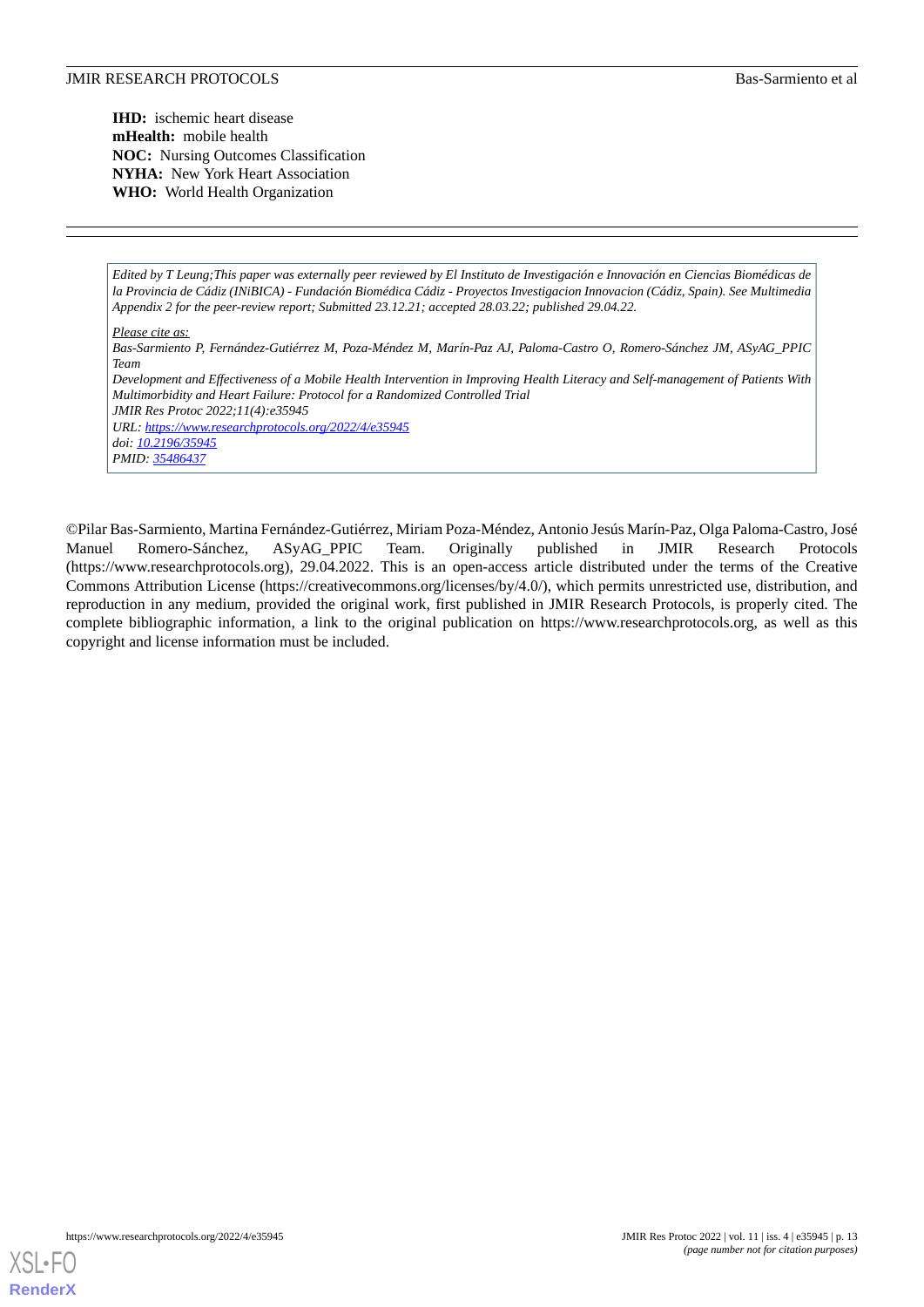**IHD:** ischemic heart disease
**mHealth:** mobile health
**NOC:** Nursing Outcomes Classification
**NYHA:** New York Heart Association
**WHO:** World Health Organization

---

*Edited by T Leung;This paper was externally peer reviewed by El Instituto de Investigación e Innovación en Ciencias Biomédicas de la Provincia de Cádiz (INiBICA) - Fundación Biomédica Cádiz - Proyectos Investigacion Innovacion (Cádiz, Spain). See Multimedia Appendix 2 for the peer-review report; Submitted 23.12.21; accepted 28.03.22; published 29.04.22.*

*Please cite as:*
*Bas-Sarmiento P, Fernández-Gutiérrez M, Poza-Méndez M, Marín-Paz AJ, Paloma-Castro O, Romero-Sánchez JM, ASyAG_PPIC Team*
*Development and Effectiveness of a Mobile Health Intervention in Improving Health Literacy and Self-management of Patients With Multimorbidity and Heart Failure: Protocol for a Randomized Controlled Trial*
*JMIR Res Protoc 2022;11(4):e35945*
*URL: https://www.researchprotocols.org/2022/4/e35945*
*doi: 10.2196/35945*
*PMID: 35486437*

©Pilar Bas-Sarmiento, Martina Fernández-Gutiérrez, Miriam Poza-Méndez, Antonio Jesús Marín-Paz, Olga Paloma-Castro, José Manuel Romero-Sánchez, ASyAG_PPIC Team. Originally published in JMIR Research Protocols (https://www.researchprotocols.org), 29.04.2022. This is an open-access article distributed under the terms of the Creative Commons Attribution License (https://creativecommons.org/licenses/by/4.0/), which permits unrestricted use, distribution, and reproduction in any medium, provided the original work, first published in JMIR Research Protocols, is properly cited. The complete bibliographic information, a link to the original publication on https://www.researchprotocols.org, as well as this copyright and license information must be included.